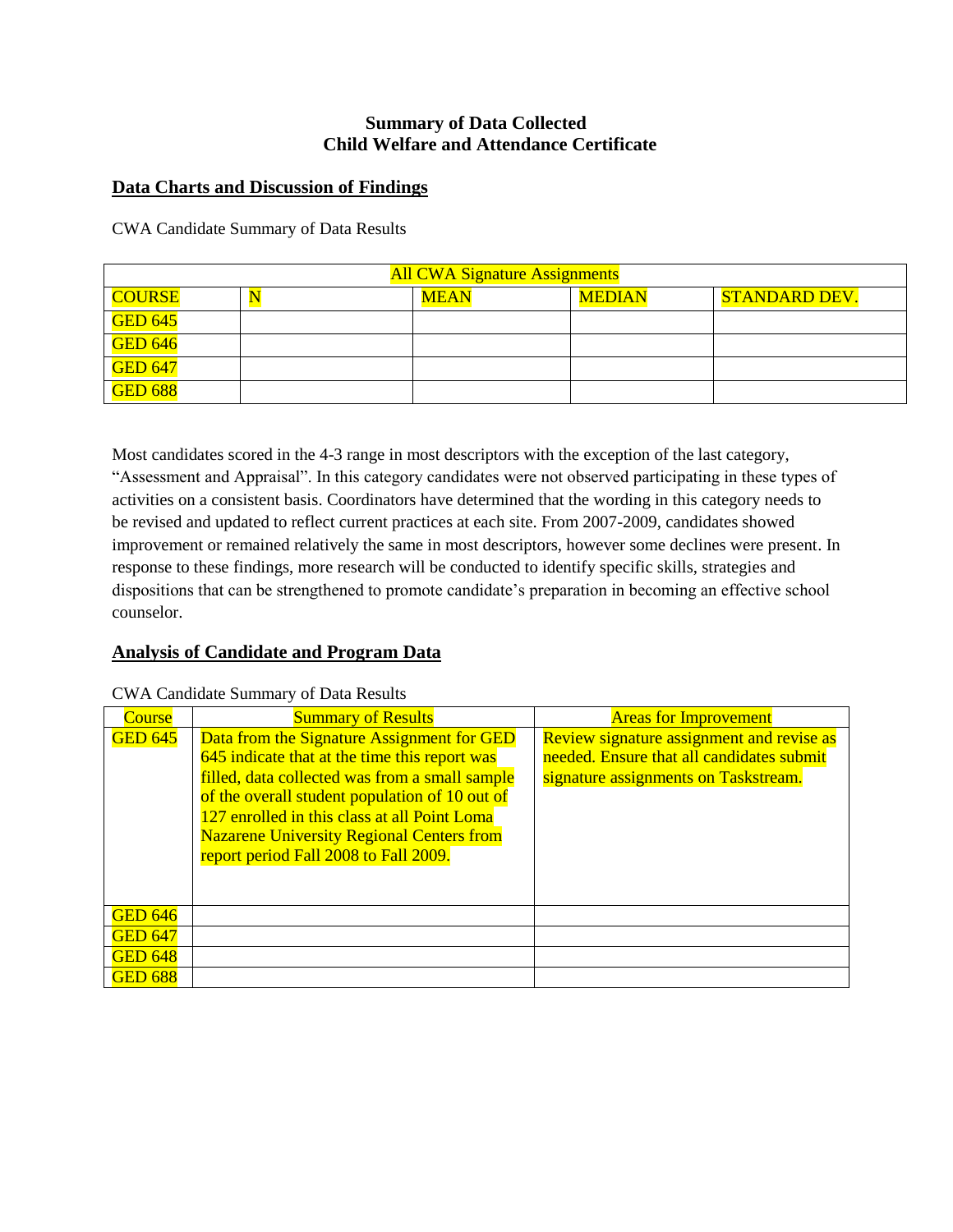**Summary of Data Collected**
**Child Welfare and Attendance Certificate**

## Data Charts and Discussion of Findings

CWA Candidate Summary of Data Results

| All CWA Signature Assignments | | | | |
|---|---|---|---|---|
| COURSE | N | MEAN | MEDIAN | STANDARD DEV. |
| GED 645 | | | | |
| GED 646 | | | | |
| GED 647 | | | | |
| GED 688 | | | | |

Most candidates scored in the 4-3 range in most descriptors with the exception of the last category, "Assessment and Appraisal". In this category candidates were not observed participating in these types of activities on a consistent basis. Coordinators have determined that the wording in this category needs to be revised and updated to reflect current practices at each site. From 2007-2009, candidates showed improvement or remained relatively the same in most descriptors, however some declines were present. In response to these findings, more research will be conducted to identify specific skills, strategies and dispositions that can be strengthened to promote candidate's preparation in becoming an effective school counselor.

## Analysis of Candidate and Program Data

CWA Candidate Summary of Data Results

| Course | Summary of Results | Areas for Improvement |
|---|---|---|
| GED 645 | Data from the Signature Assignment for GED 645 indicate that at the time this report was filled, data collected was from a small sample of the overall student population of 10 out of 127 enrolled in this class at all Point Loma Nazarene University Regional Centers from report period Fall 2008 to Fall 2009. | Review signature assignment and revise as needed. Ensure that all candidates submit signature assignments on Taskstream. |
| GED 646 | | |
| GED 647 | | |
| GED 648 | | |
| GED 688 | | |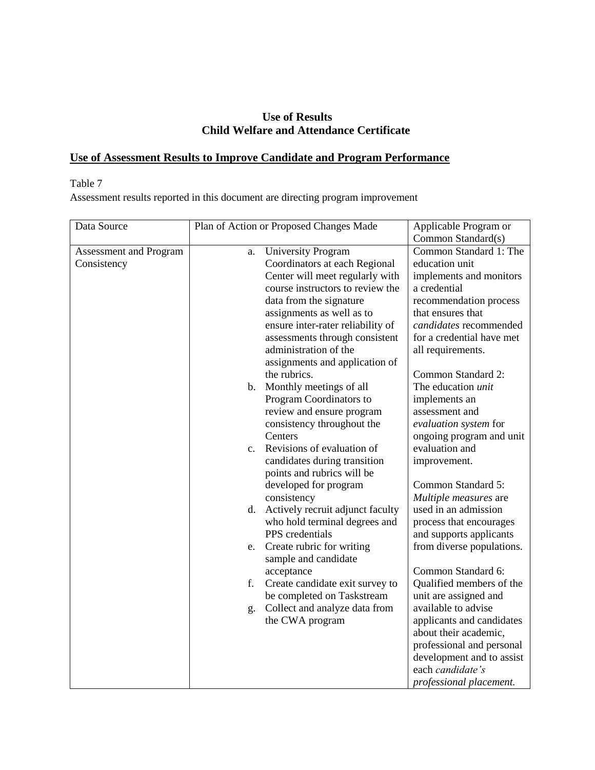**Use of Results**
**Child Welfare and Attendance Certificate**

## Use of Assessment Results to Improve Candidate and Program Performance

Table 7
Assessment results reported in this document are directing program improvement

| Data Source | Plan of Action or Proposed Changes Made | Applicable Program or Common Standard(s) |
| --- | --- | --- |
| Assessment and Program Consistency | a. University Program Coordinators at each Regional Center will meet regularly with course instructors to review the data from the signature assignments as well as to ensure inter-rater reliability of assessments through consistent administration of the assignments and application of the rubrics.<br>b. Monthly meetings of all Program Coordinators to review and ensure program consistency throughout the Centers<br>c. Revisions of evaluation of candidates during transition points and rubrics will be developed for program consistency<br>d. Actively recruit adjunct faculty who hold terminal degrees and PPS credentials<br>e. Create rubric for writing sample and candidate acceptance<br>f. Create candidate exit survey to be completed on Taskstream<br>g. Collect and analyze data from the CWA program | Common Standard 1: The education unit implements and monitors a credential recommendation process that ensures that *candidates* recommended for a credential have met all requirements.<br><br>Common Standard 2: The education *unit* implements an assessment and *evaluation system* for ongoing program and unit evaluation and improvement.<br><br>Common Standard 5: *Multiple measures* are used in an admission process that encourages and supports applicants from diverse populations.<br><br>Common Standard 6: Qualified members of the unit are assigned and available to advise applicants and candidates about their academic, professional and personal development and to assist each *candidate's professional placement.* |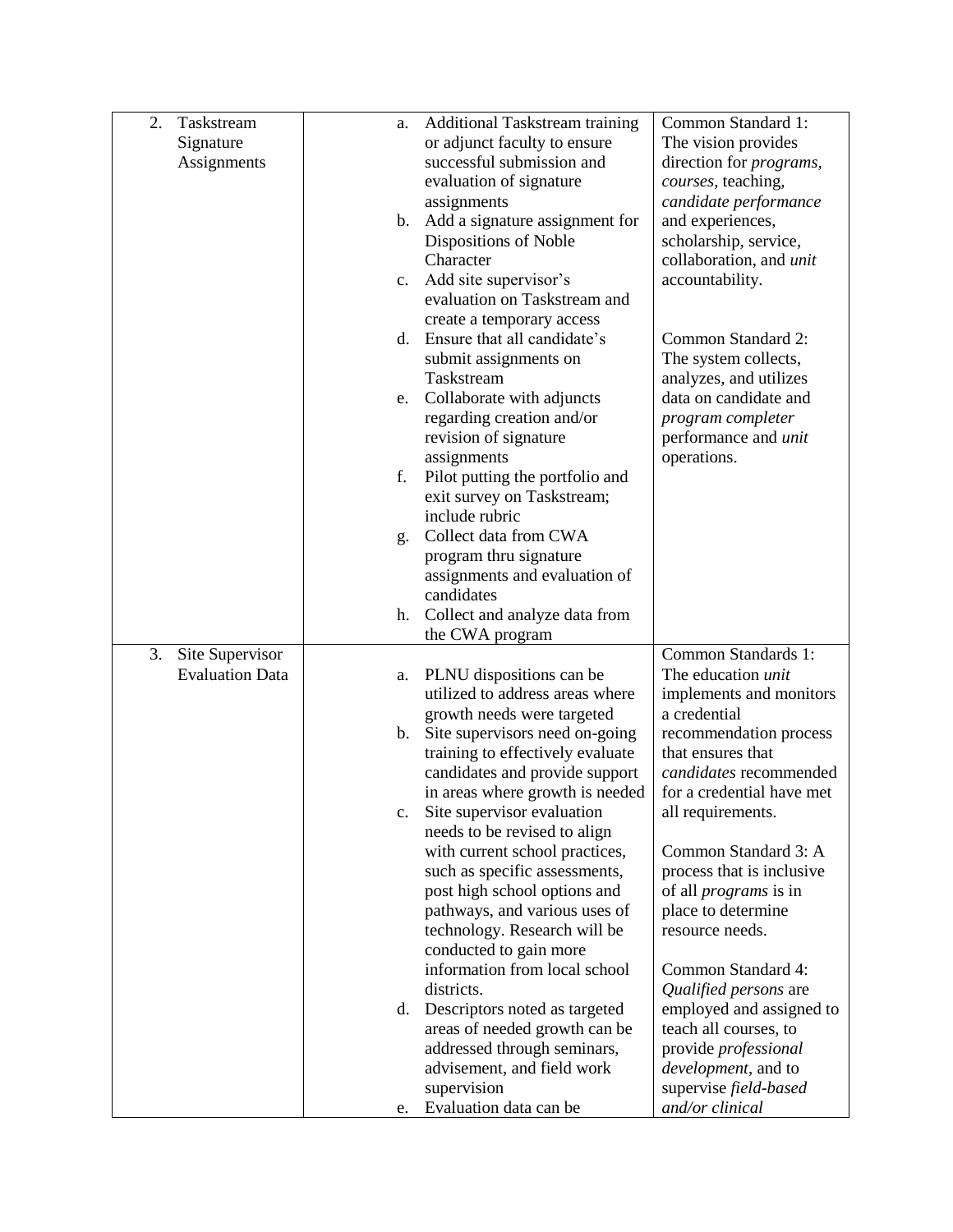| | | |
|---|---|---|
| 2. Taskstream Signature Assignments | a. Additional Taskstream training or adjunct faculty to ensure successful submission and evaluation of signature assignments<br>b. Add a signature assignment for Dispositions of Noble Character<br>c. Add site supervisor's evaluation on Taskstream and create a temporary access<br>d. Ensure that all candidate's submit assignments on Taskstream<br>e. Collaborate with adjuncts regarding creation and/or revision of signature assignments<br>f. Pilot putting the portfolio and exit survey on Taskstream; include rubric<br>g. Collect data from CWA program thru signature assignments and evaluation of candidates<br>h. Collect and analyze data from the CWA program | Common Standard 1: The vision provides direction for *programs, courses*, teaching, *candidate performance* and experiences, scholarship, service, collaboration, and *unit* accountability.<br><br>Common Standard 2: The system collects, analyzes, and utilizes data on candidate and *program completer* performance and *unit* operations. |
| 3. Site Supervisor Evaluation Data | a. PLNU dispositions can be utilized to address areas where growth needs were targeted<br>b. Site supervisors need on-going training to effectively evaluate candidates and provide support in areas where growth is needed<br>c. Site supervisor evaluation needs to be revised to align with current school practices, such as specific assessments, post high school options and pathways, and various uses of technology. Research will be conducted to gain more information from local school districts.<br>d. Descriptors noted as targeted areas of needed growth can be addressed through seminars, advisement, and field work supervision<br>e. Evaluation data can be | Common Standards 1: The education *unit* implements and monitors a credential recommendation process that ensures that *candidates* recommended for a credential have met all requirements.<br><br>Common Standard 3: A process that is inclusive of all *programs* is in place to determine resource needs.<br><br>Common Standard 4: *Qualified persons* are employed and assigned to teach all courses, to provide *professional development*, and to supervise *field-based and/or clinical* |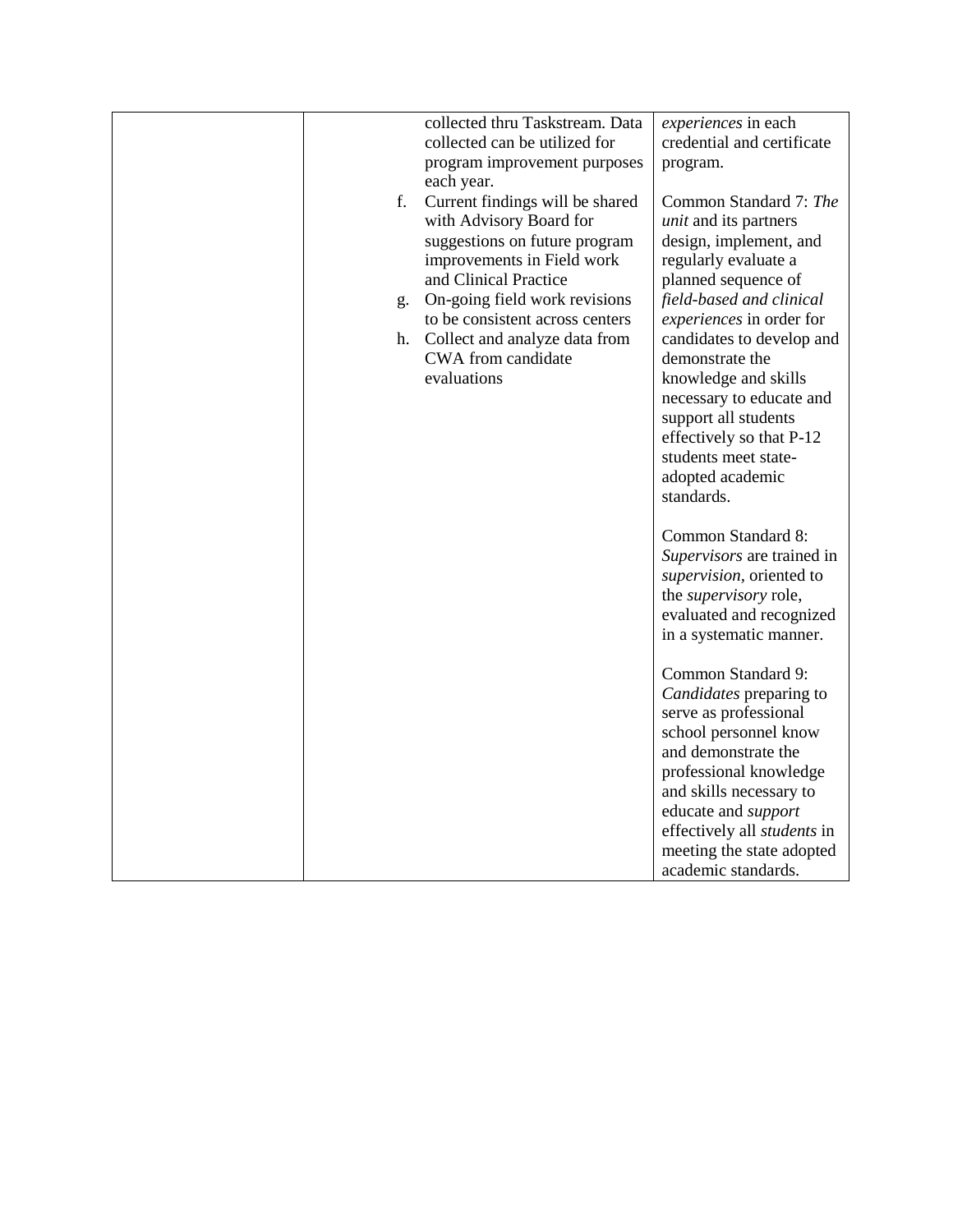| | | | |
|---|---|---|---|
| | | collected thru Taskstream. Data collected can be utilized for program improvement purposes each year.<br>f. Current findings will be shared with Advisory Board for suggestions on future program improvements in Field work and Clinical Practice<br>g. On-going field work revisions to be consistent across centers<br>h. Collect and analyze data from CWA from candidate evaluations | *experiences* in each credential and certificate program.<br><br>Common Standard 7: *The unit* and its partners design, implement, and regularly evaluate a planned sequence of *field-based and clinical experiences* in order for candidates to develop and demonstrate the knowledge and skills necessary to educate and support all students effectively so that P-12 students meet state-adopted academic standards.<br><br>Common Standard 8: *Supervisors* are trained in *supervision*, oriented to the *supervisory* role, evaluated and recognized in a systematic manner.<br><br>Common Standard 9: *Candidates* preparing to serve as professional school personnel know and demonstrate the professional knowledge and skills necessary to educate and *support* effectively all *students* in meeting the state adopted academic standards. |